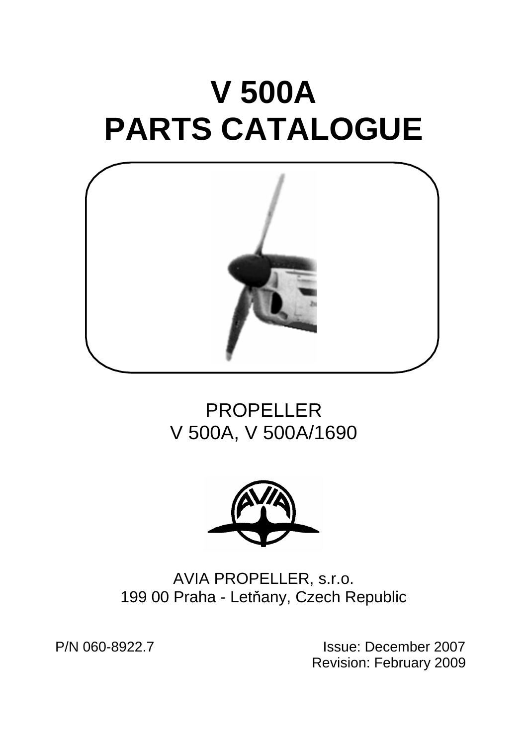# V 500A
# PARTS CATALOGUE

PROPELLER
V 500A, V 500A/1690

AVIA PROPELLER, s.r.o.
199 00 Praha - Letňany, Czech Republic

P/N 060-8922.7

Issue: December 2007
Revision: February 2009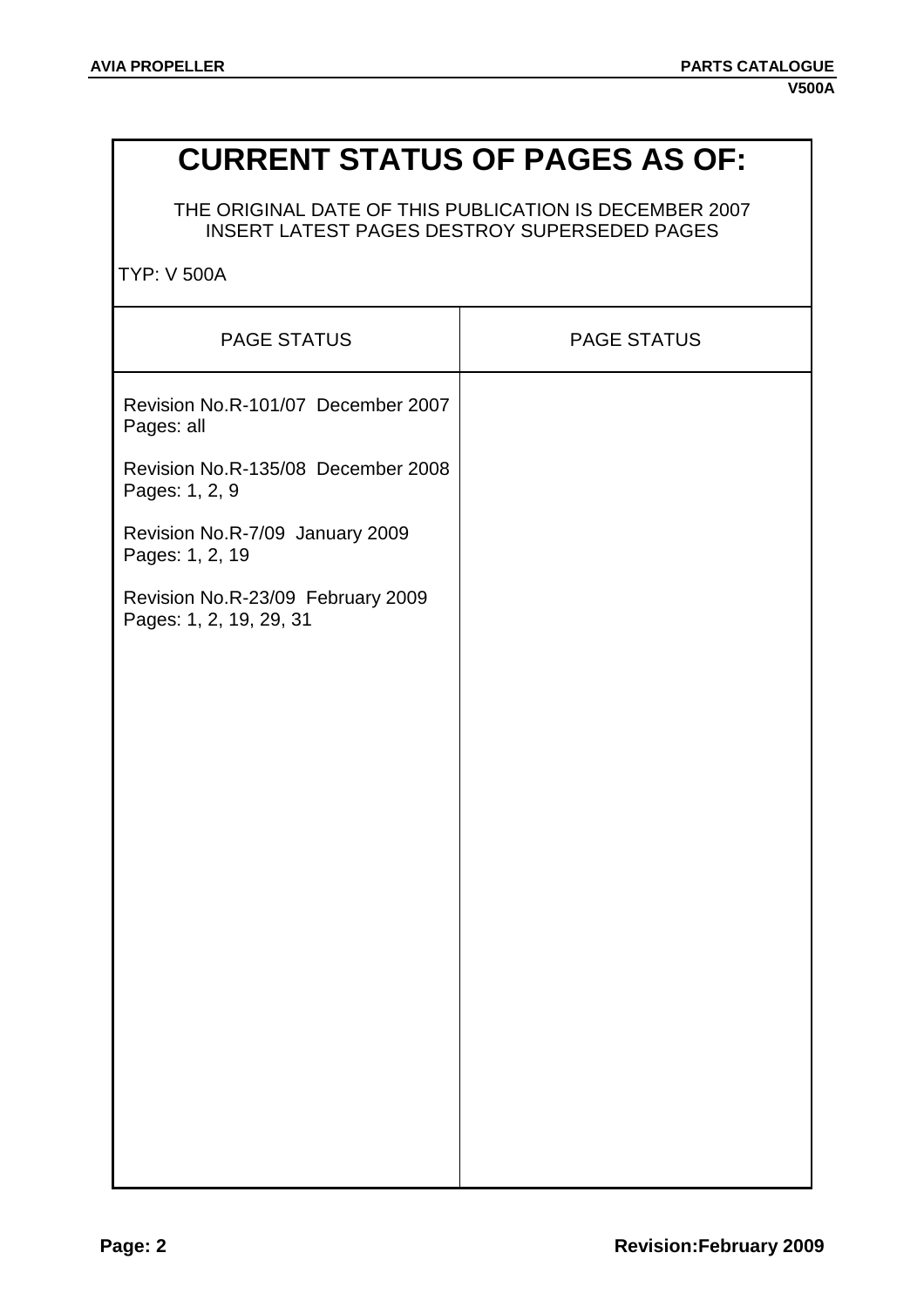# CURRENT STATUS OF PAGES AS OF:

THE ORIGINAL DATE OF THIS PUBLICATION IS DECEMBER 2007
INSERT LATEST PAGES DESTROY SUPERSEDED PAGES

TYP: V 500A

| PAGE STATUS | PAGE STATUS |
|---|---|
| Revision No.R-101/07 December 2007<br>Pages: all<br><br>Revision No.R-135/08 December 2008<br>Pages: 1, 2, 9<br><br>Revision No.R-7/09 January 2009<br>Pages: 1, 2, 19<br><br>Revision No.R-23/09 February 2009<br>Pages: 1, 2, 19, 29, 31 | |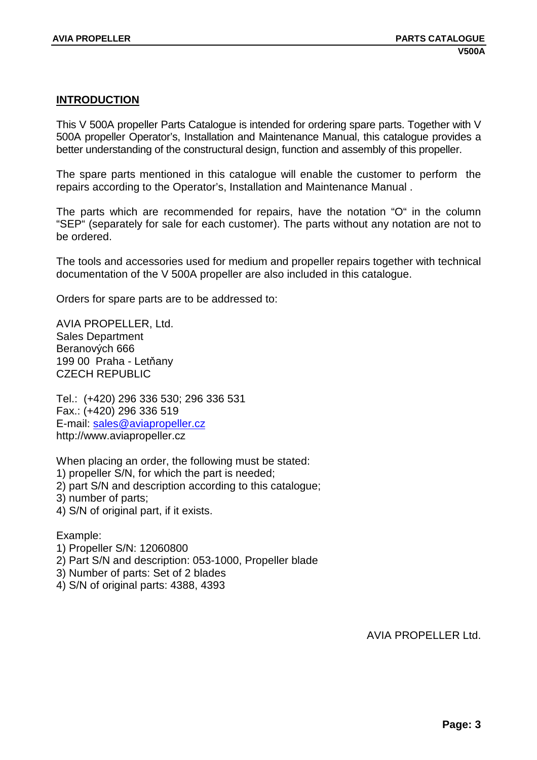## INTRODUCTION

This V 500A propeller Parts Catalogue is intended for ordering spare parts. Together with V 500A propeller Operator's, Installation and Maintenance Manual, this catalogue provides a better understanding of the constructural design, function and assembly of this propeller.

The spare parts mentioned in this catalogue will enable the customer to perform the repairs according to the Operator's, Installation and Maintenance Manual .

The parts which are recommended for repairs, have the notation "O" in the column "SEP" (separately for sale for each customer). The parts without any notation are not to be ordered.

The tools and accessories used for medium and propeller repairs together with technical documentation of the V 500A propeller are also included in this catalogue.

Orders for spare parts are to be addressed to:

AVIA PROPELLER, Ltd.
Sales Department
Beranových 666
199 00 Praha - Letňany
CZECH REPUBLIC

Tel.: (+420) 296 336 530; 296 336 531
Fax.: (+420) 296 336 519
E-mail: sales@aviapropeller.cz
http://www.aviapropeller.cz

When placing an order, the following must be stated:
1) propeller S/N, for which the part is needed;
2) part S/N and description according to this catalogue;
3) number of parts;
4) S/N of original part, if it exists.

Example:
1) Propeller S/N: 12060800
2) Part S/N and description: 053-1000, Propeller blade
3) Number of parts: Set of 2 blades
4) S/N of original parts: 4388, 4393

AVIA PROPELLER Ltd.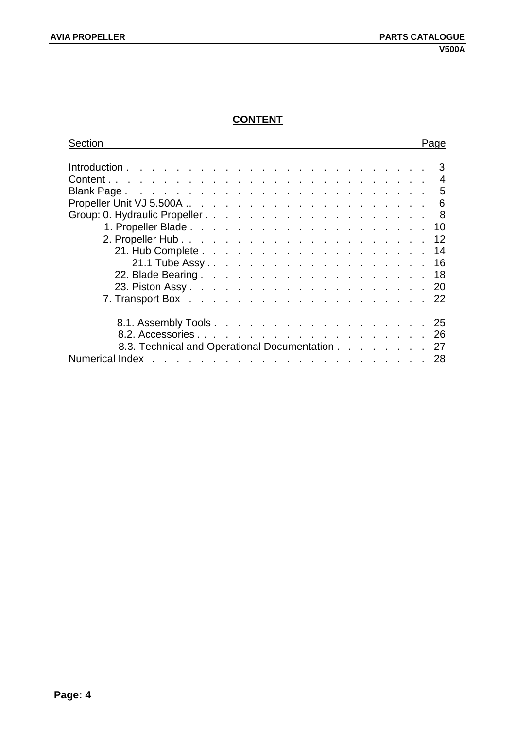# CONTENT

| Section | Page |
|---|---|
| Introduction | 3 |
| Content | 4 |
| Blank Page | 5 |
| Propeller Unit VJ 5.500A | 6 |
| Group: 0. Hydraulic Propeller | 8 |
| 1. Propeller Blade | 10 |
| 2. Propeller Hub | 12 |
| 21. Hub Complete | 14 |
| 21.1 Tube Assy | 16 |
| 22. Blade Bearing | 18 |
| 23. Piston Assy | 20 |
| 7. Transport Box | 22 |
| 8.1. Assembly Tools | 25 |
| 8.2. Accessories | 26 |
| 8.3. Technical and Operational Documentation | 27 |
| Numerical Index | 28 |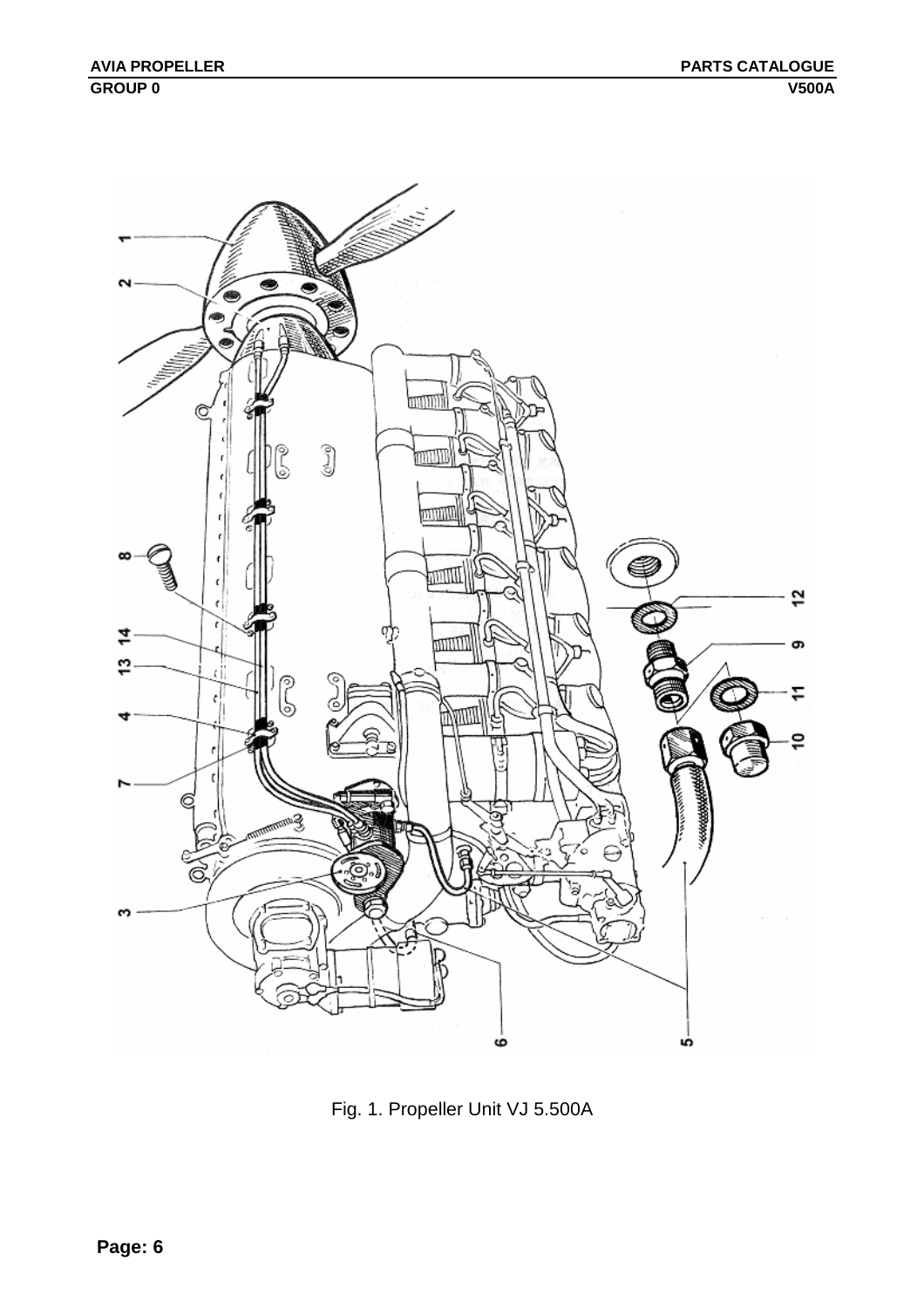Fig. 1. Propeller Unit VJ 5.500A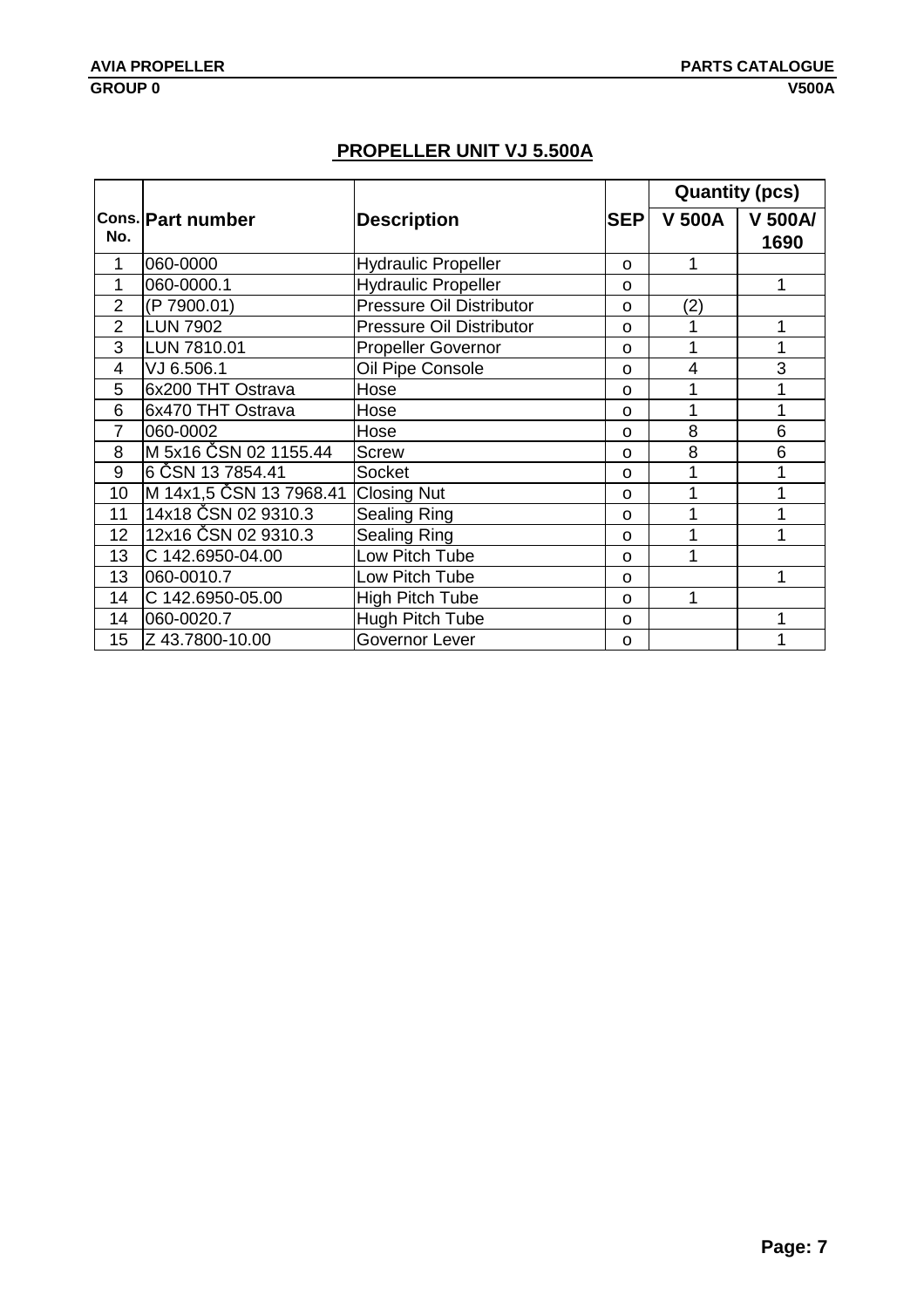## PROPELLER UNIT VJ 5.500A

| Cons. No. | Part number | Description | SEP | Quantity (pcs) | |
|---|---|---|---|---|---|
| | | | | V 500A | V 500A/ 1690 |
| 1 | 060-0000 | Hydraulic Propeller | o | 1 | |
| 1 | 060-0000.1 | Hydraulic Propeller | o | | 1 |
| 2 | (P 7900.01) | Pressure Oil Distributor | o | (2) | |
| 2 | LUN 7902 | Pressure Oil Distributor | o | 1 | 1 |
| 3 | LUN 7810.01 | Propeller Governor | o | 1 | 1 |
| 4 | VJ 6.506.1 | Oil Pipe Console | o | 4 | 3 |
| 5 | 6x200 THT Ostrava | Hose | o | 1 | 1 |
| 6 | 6x470 THT Ostrava | Hose | o | 1 | 1 |
| 7 | 060-0002 | Hose | o | 8 | 6 |
| 8 | M 5x16 ČSN 02 1155.44 | Screw | o | 8 | 6 |
| 9 | 6 ČSN 13 7854.41 | Socket | o | 1 | 1 |
| 10 | M 14x1,5 ČSN 13 7968.41 | Closing Nut | o | 1 | 1 |
| 11 | 14x18 ČSN 02 9310.3 | Sealing Ring | o | 1 | 1 |
| 12 | 12x16 ČSN 02 9310.3 | Sealing Ring | o | 1 | 1 |
| 13 | C 142.6950-04.00 | Low Pitch Tube | o | 1 | |
| 13 | 060-0010.7 | Low Pitch Tube | o | | 1 |
| 14 | C 142.6950-05.00 | High Pitch Tube | o | 1 | |
| 14 | 060-0020.7 | Hugh Pitch Tube | o | | 1 |
| 15 | Z 43.7800-10.00 | Governor Lever | o | | 1 |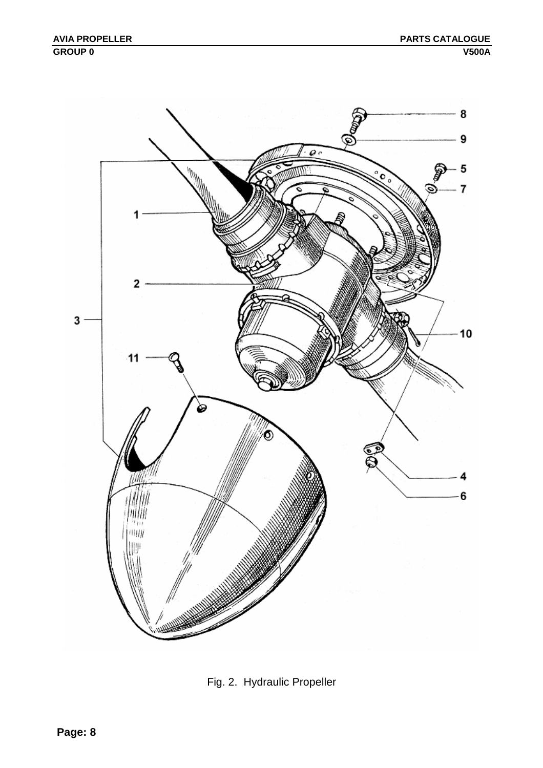Fig. 2. Hydraulic Propeller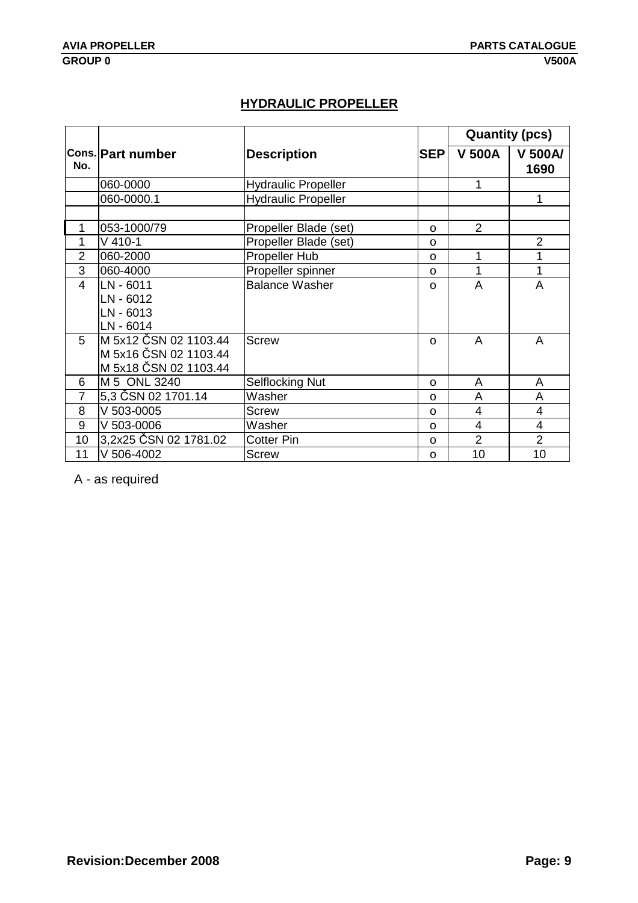## HYDRAULIC PROPELLER

| Cons. No. | Part number | Description | SEP | Quantity (pcs) | |
|---|---|---|---|---|---|
| | | | | V 500A | V 500A/ 1690 |
| | 060-0000 | Hydraulic Propeller | | 1 | |
| | 060-0000.1 | Hydraulic Propeller | | | 1 |
| | | | | | |
| 1 | 053-1000/79 | Propeller Blade (set) | o | 2 | |
| 1 | V 410-1 | Propeller Blade (set) | o | | 2 |
| 2 | 060-2000 | Propeller Hub | o | 1 | 1 |
| 3 | 060-4000 | Propeller spinner | o | 1 | 1 |
| 4 | LN - 6011<br>LN - 6012<br>LN - 6013<br>LN - 6014 | Balance Washer | o | A | A |
| 5 | M 5x12 ČSN 02 1103.44<br>M 5x16 ČSN 02 1103.44<br>M 5x18 ČSN 02 1103.44 | Screw | o | A | A |
| 6 | M 5 ONL 3240 | Selflocking Nut | o | A | A |
| 7 | 5,3 ČSN 02 1701.14 | Washer | o | A | A |
| 8 | V 503-0005 | Screw | o | 4 | 4 |
| 9 | V 503-0006 | Washer | o | 4 | 4 |
| 10 | 3,2x25 ČSN 02 1781.02 | Cotter Pin | o | 2 | 2 |
| 11 | V 506-4002 | Screw | o | 10 | 10 |

A - as required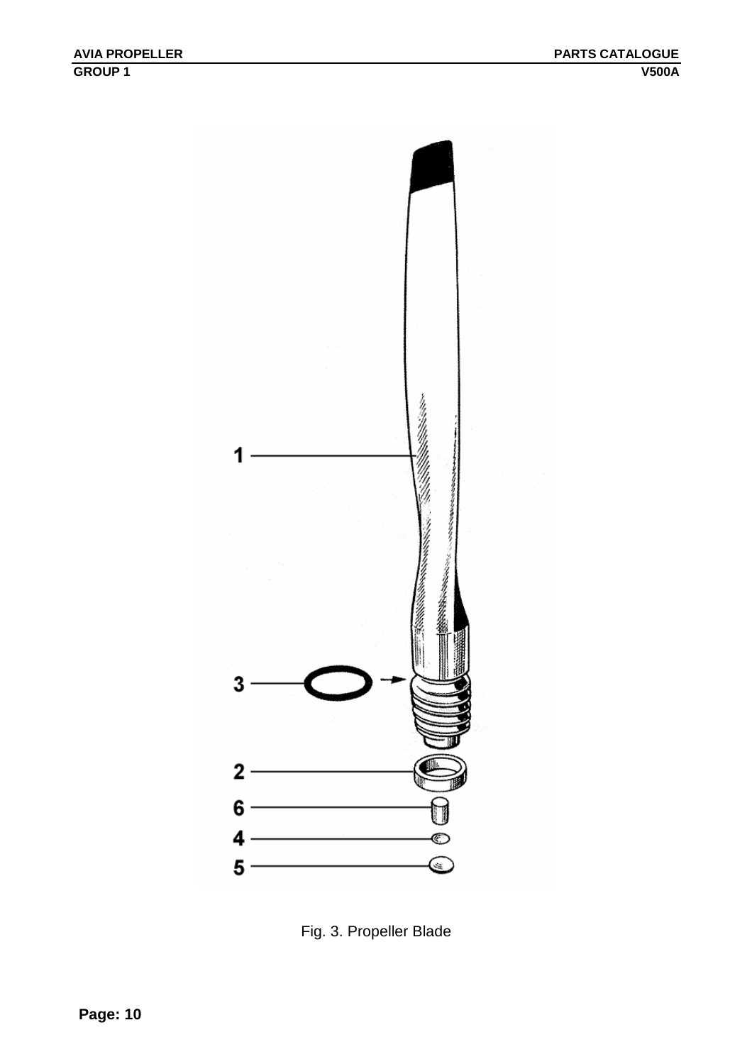1

3

2

6

4

5

Fig. 3. Propeller Blade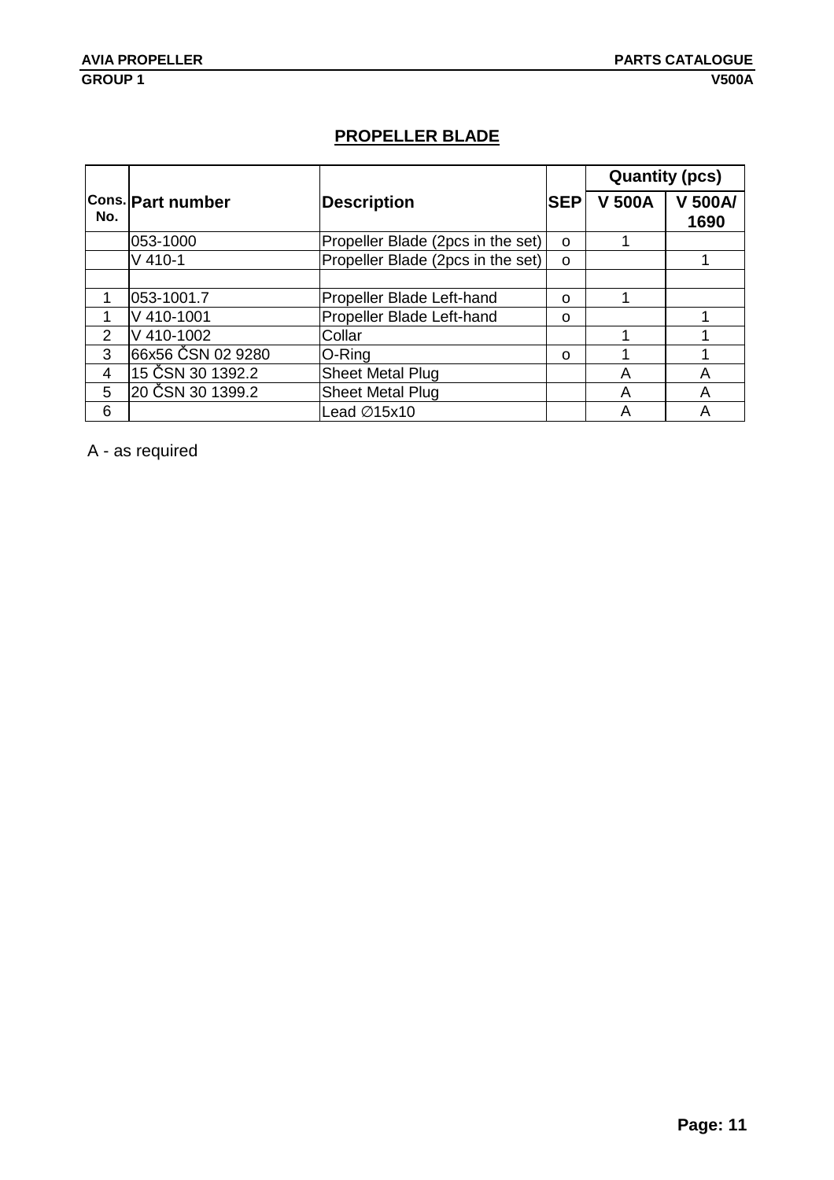## PROPELLER BLADE

| Cons. No. | Part number | Description | SEP | Quantity (pcs) | |
|---|---|---|---|---|---|
| | | | | V 500A | V 500A/ 1690 |
| | 053-1000 | Propeller Blade (2pcs in the set) | o | 1 | |
| | V 410-1 | Propeller Blade (2pcs in the set) | o | | 1 |
| | | | | | |
| 1 | 053-1001.7 | Propeller Blade Left-hand | o | 1 | |
| 1 | V 410-1001 | Propeller Blade Left-hand | o | | 1 |
| 2 | V 410-1002 | Collar | | 1 | 1 |
| 3 | 66x56 ČSN 02 9280 | O-Ring | o | 1 | 1 |
| 4 | 15 ČSN 30 1392.2 | Sheet Metal Plug | | A | A |
| 5 | 20 ČSN 30 1399.2 | Sheet Metal Plug | | A | A |
| 6 | | Lead ∅15x10 | | A | A |

A - as required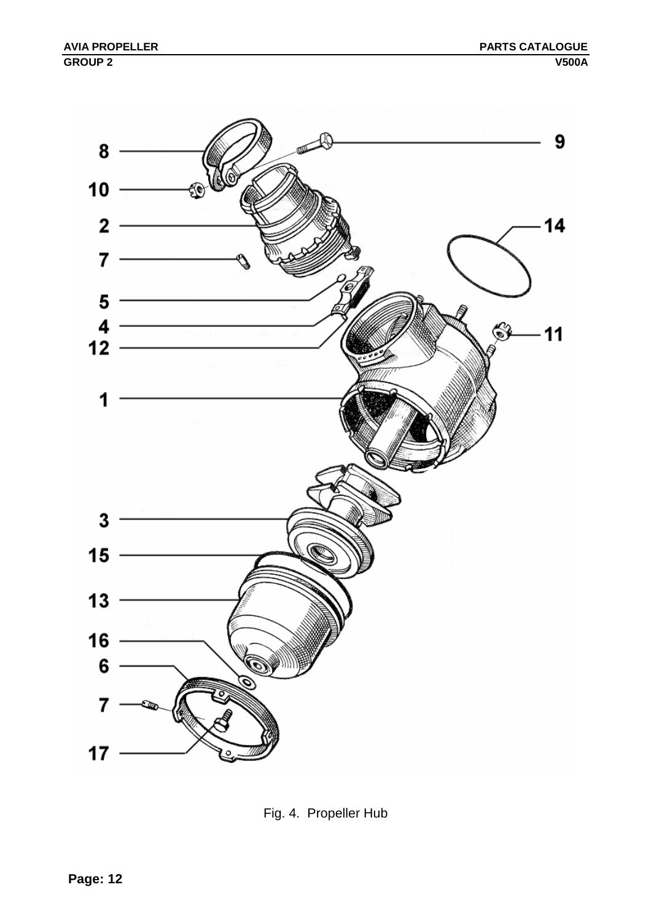Fig. 4. Propeller Hub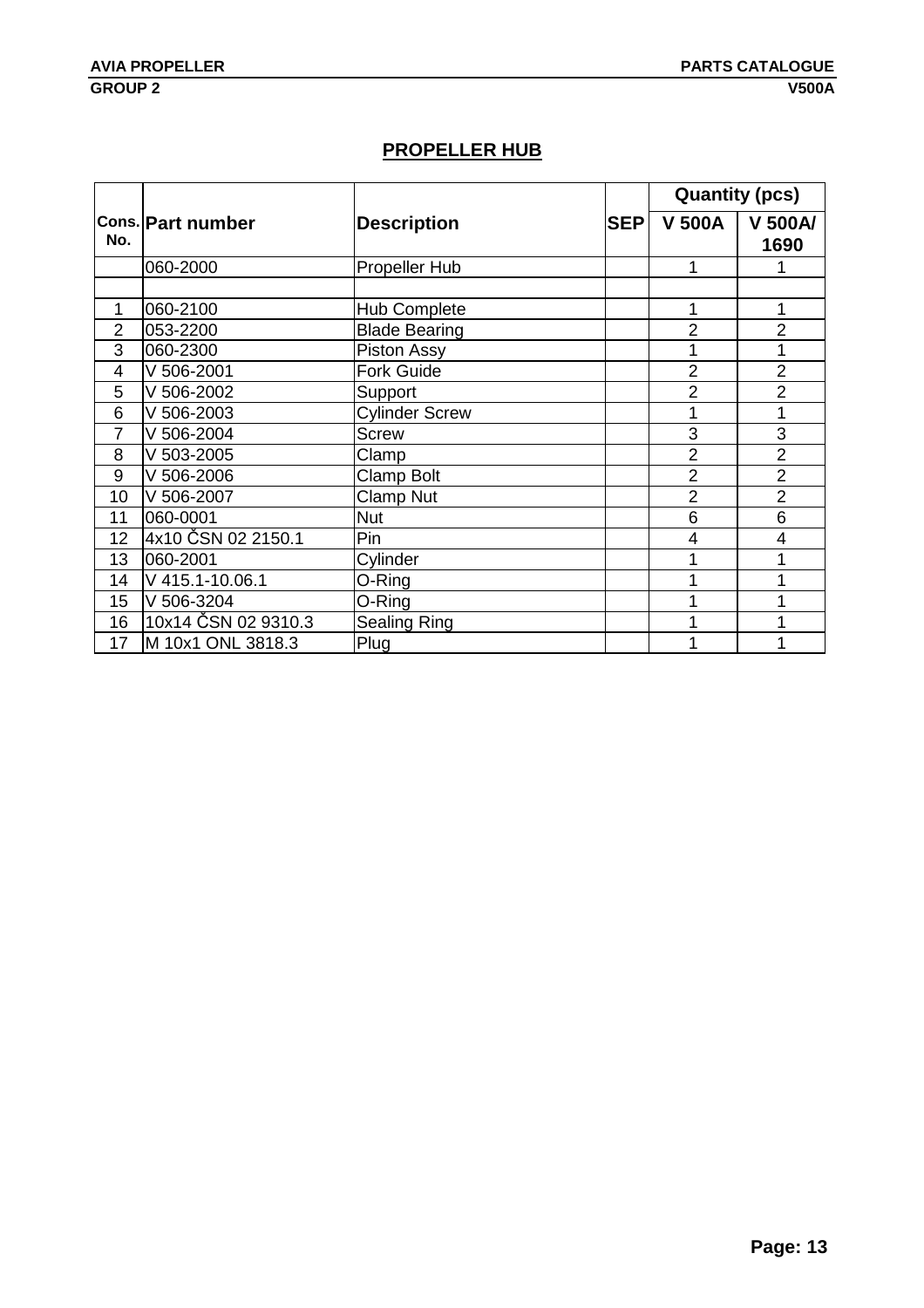## PROPELLER HUB

| Cons. No. | Part number | Description | SEP | Quantity (pcs) | |
|---|---|---|---|---|---|
| | | | | V 500A | V 500A/ 1690 |
| | 060-2000 | Propeller Hub | | 1 | 1 |
| | | | | | |
| 1 | 060-2100 | Hub Complete | | 1 | 1 |
| 2 | 053-2200 | Blade Bearing | | 2 | 2 |
| 3 | 060-2300 | Piston Assy | | 1 | 1 |
| 4 | V 506-2001 | Fork Guide | | 2 | 2 |
| 5 | V 506-2002 | Support | | 2 | 2 |
| 6 | V 506-2003 | Cylinder Screw | | 1 | 1 |
| 7 | V 506-2004 | Screw | | 3 | 3 |
| 8 | V 503-2005 | Clamp | | 2 | 2 |
| 9 | V 506-2006 | Clamp Bolt | | 2 | 2 |
| 10 | V 506-2007 | Clamp Nut | | 2 | 2 |
| 11 | 060-0001 | Nut | | 6 | 6 |
| 12 | 4x10 ČSN 02 2150.1 | Pin | | 4 | 4 |
| 13 | 060-2001 | Cylinder | | 1 | 1 |
| 14 | V 415.1-10.06.1 | O-Ring | | 1 | 1 |
| 15 | V 506-3204 | O-Ring | | 1 | 1 |
| 16 | 10x14 ČSN 02 9310.3 | Sealing Ring | | 1 | 1 |
| 17 | M 10x1 ONL 3818.3 | Plug | | 1 | 1 |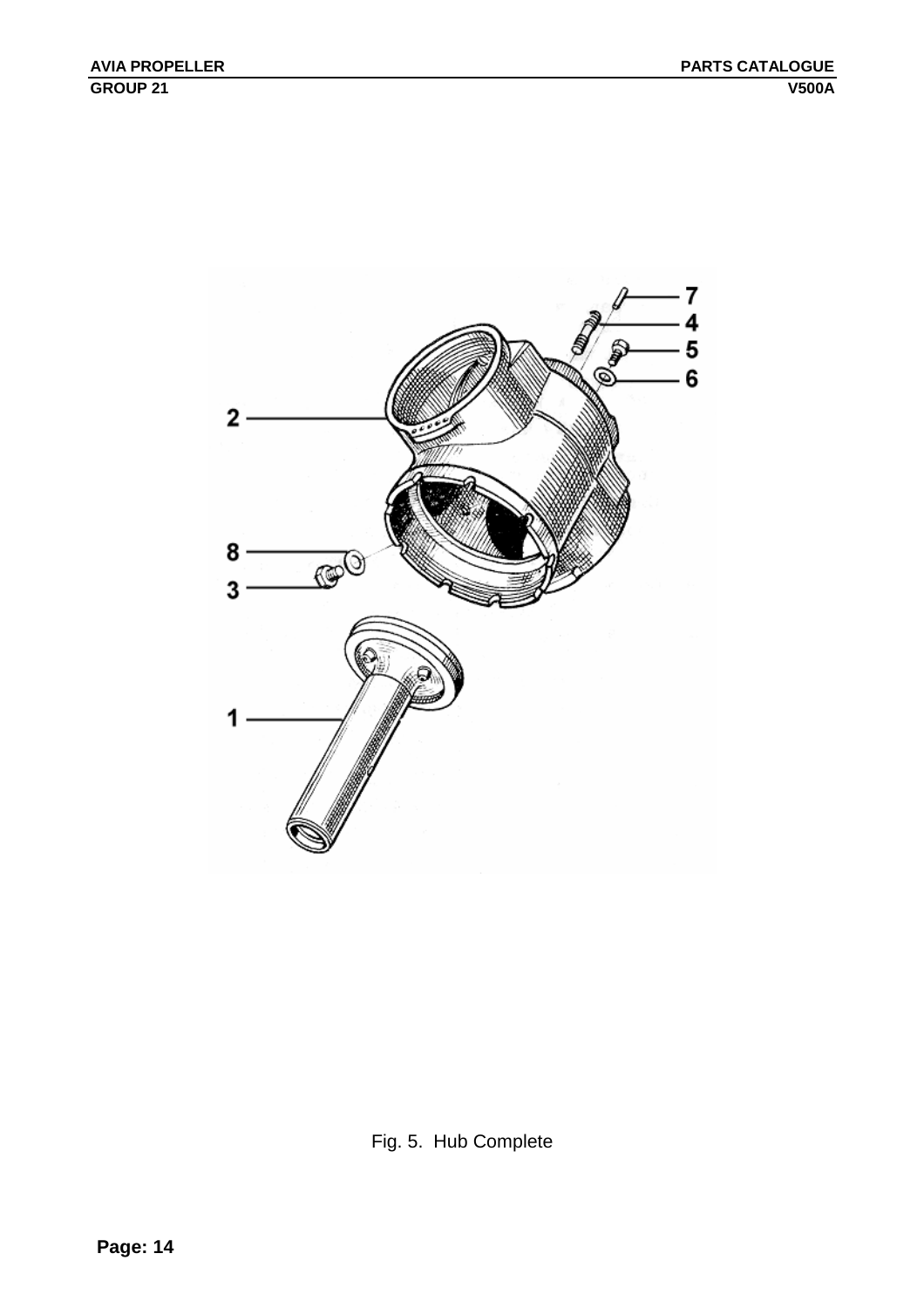Fig. 5. Hub Complete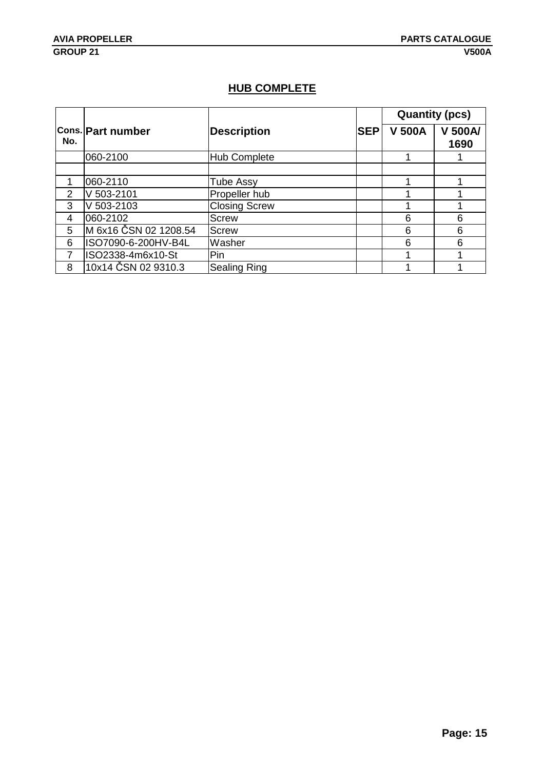## HUB COMPLETE

| Cons. No. | Part number | Description | SEP | Quantity (pcs) | |
|---|---|---|---|---|---|
| | | | | V 500A | V 500A/ 1690 |
| | 060-2100 | Hub Complete | | 1 | 1 |
| | | | | | |
| 1 | 060-2110 | Tube Assy | | 1 | 1 |
| 2 | V 503-2101 | Propeller hub | | 1 | 1 |
| 3 | V 503-2103 | Closing Screw | | 1 | 1 |
| 4 | 060-2102 | Screw | | 6 | 6 |
| 5 | M 6x16 ČSN 02 1208.54 | Screw | | 6 | 6 |
| 6 | ISO7090-6-200HV-B4L | Washer | | 6 | 6 |
| 7 | ISO2338-4m6x10-St | Pin | | 1 | 1 |
| 8 | 10x14 ČSN 02 9310.3 | Sealing Ring | | 1 | 1 |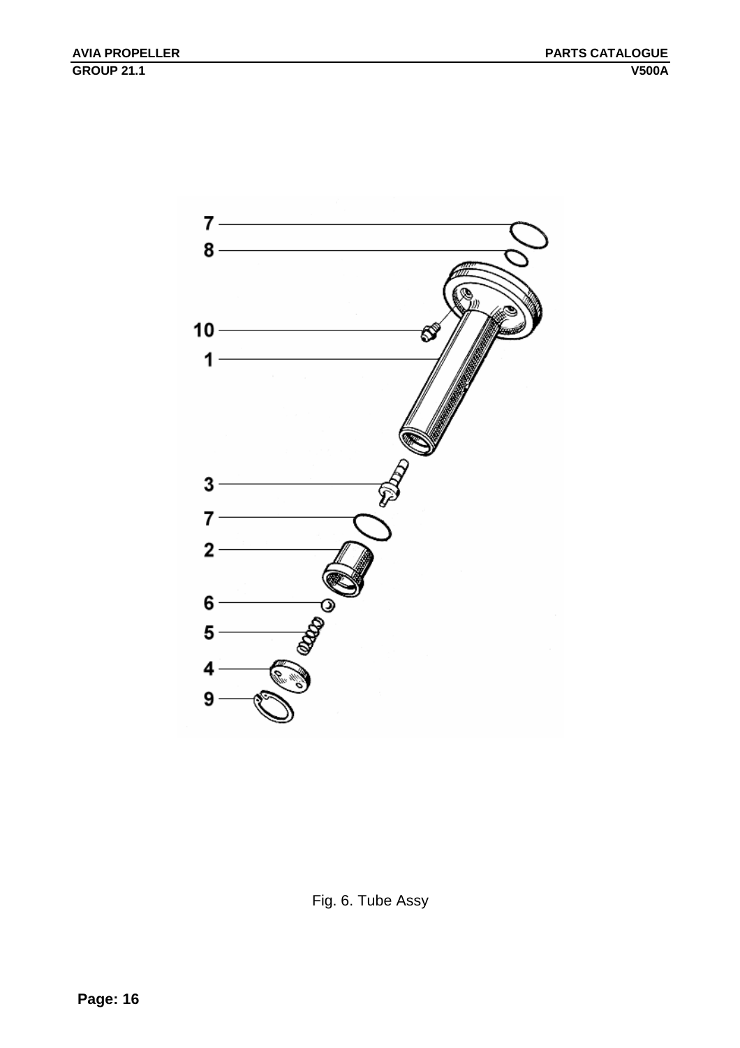Fig. 6. Tube Assy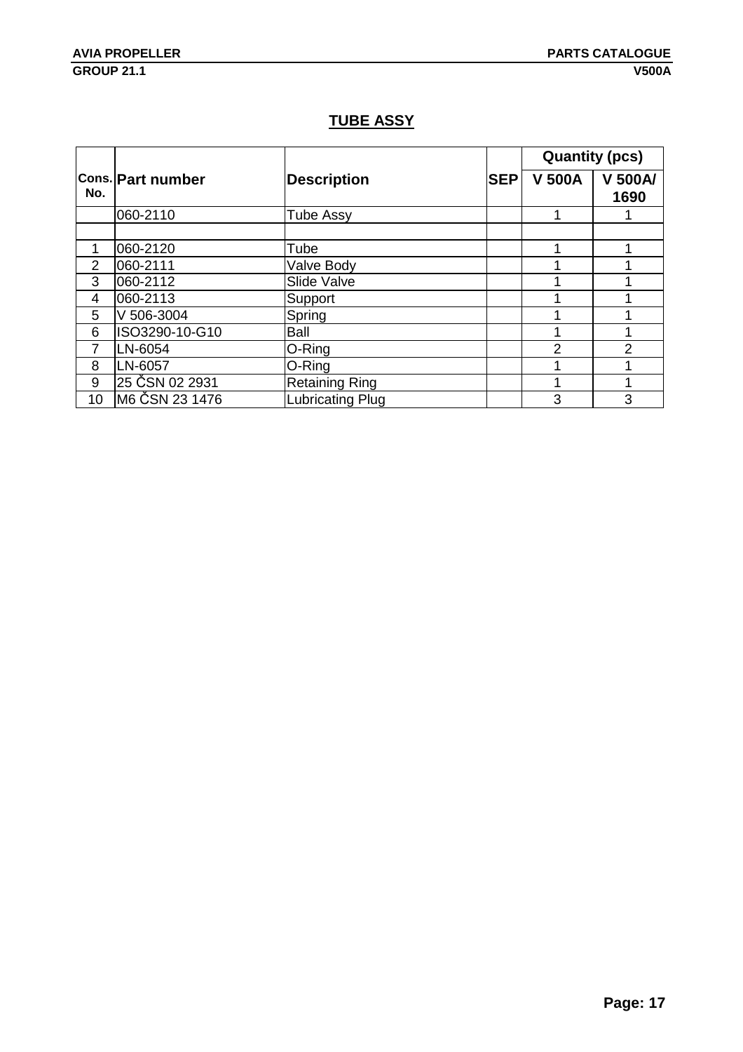## TUBE ASSY

| Cons. No. | Part number | Description | SEP | Quantity (pcs) | |
|---|---|---|---|---|---|
| | | | | V 500A | V 500A/ 1690 |
| | 060-2110 | Tube Assy | | 1 | 1 |
| | | | | | |
| 1 | 060-2120 | Tube | | 1 | 1 |
| 2 | 060-2111 | Valve Body | | 1 | 1 |
| 3 | 060-2112 | Slide Valve | | 1 | 1 |
| 4 | 060-2113 | Support | | 1 | 1 |
| 5 | V 506-3004 | Spring | | 1 | 1 |
| 6 | ISO3290-10-G10 | Ball | | 1 | 1 |
| 7 | LN-6054 | O-Ring | | 2 | 2 |
| 8 | LN-6057 | O-Ring | | 1 | 1 |
| 9 | 25 ČSN 02 2931 | Retaining Ring | | 1 | 1 |
| 10 | M6 ČSN 23 1476 | Lubricating Plug | | 3 | 3 |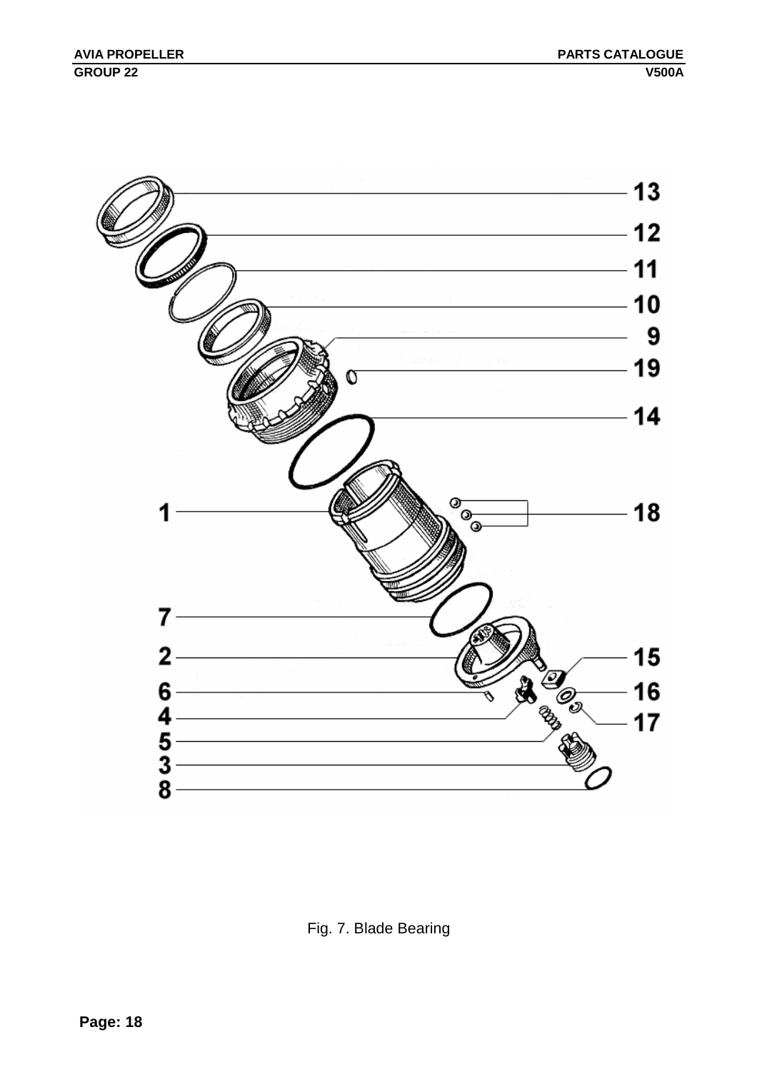Fig. 7. Blade Bearing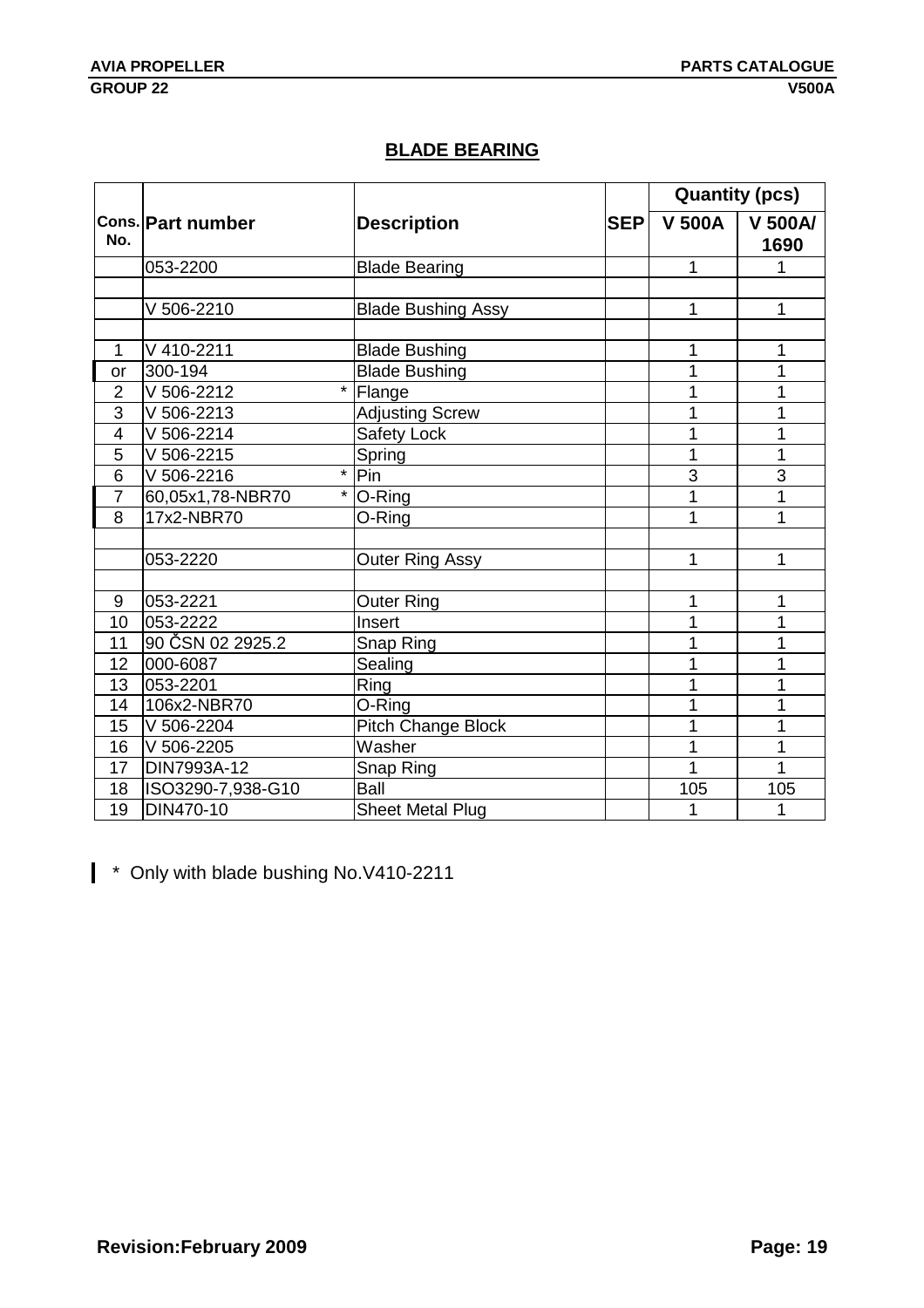## BLADE BEARING

| Cons. No. | Part number | Description | SEP | Quantity (pcs) | |
|---|---|---|---|---|---|
| | | | | V 500A | V 500A/ 1690 |
| | 053-2200 | Blade Bearing | | 1 | 1 |
| | | | | | |
| | V 506-2210 | Blade Bushing Assy | | 1 | 1 |
| | | | | | |
| 1 | V 410-2211 | Blade Bushing | | 1 | 1 |
| or | 300-194 | Blade Bushing | | 1 | 1 |
| 2 | V 506-2212 * | Flange | | 1 | 1 |
| 3 | V 506-2213 | Adjusting Screw | | 1 | 1 |
| 4 | V 506-2214 | Safety Lock | | 1 | 1 |
| 5 | V 506-2215 | Spring | | 1 | 1 |
| 6 | V 506-2216 * | Pin | | 3 | 3 |
| 7 | 60,05x1,78-NBR70 * | O-Ring | | 1 | 1 |
| 8 | 17x2-NBR70 | O-Ring | | 1 | 1 |
| | | | | | |
| | 053-2220 | Outer Ring Assy | | 1 | 1 |
| | | | | | |
| 9 | 053-2221 | Outer Ring | | 1 | 1 |
| 10 | 053-2222 | Insert | | 1 | 1 |
| 11 | 90 ČSN 02 2925.2 | Snap Ring | | 1 | 1 |
| 12 | 000-6087 | Sealing | | 1 | 1 |
| 13 | 053-2201 | Ring | | 1 | 1 |
| 14 | 106x2-NBR70 | O-Ring | | 1 | 1 |
| 15 | V 506-2204 | Pitch Change Block | | 1 | 1 |
| 16 | V 506-2205 | Washer | | 1 | 1 |
| 17 | DIN7993A-12 | Snap Ring | | 1 | 1 |
| 18 | ISO3290-7,938-G10 | Ball | | 105 | 105 |
| 19 | DIN470-10 | Sheet Metal Plug | | 1 | 1 |

\* Only with blade bushing No.V410-2211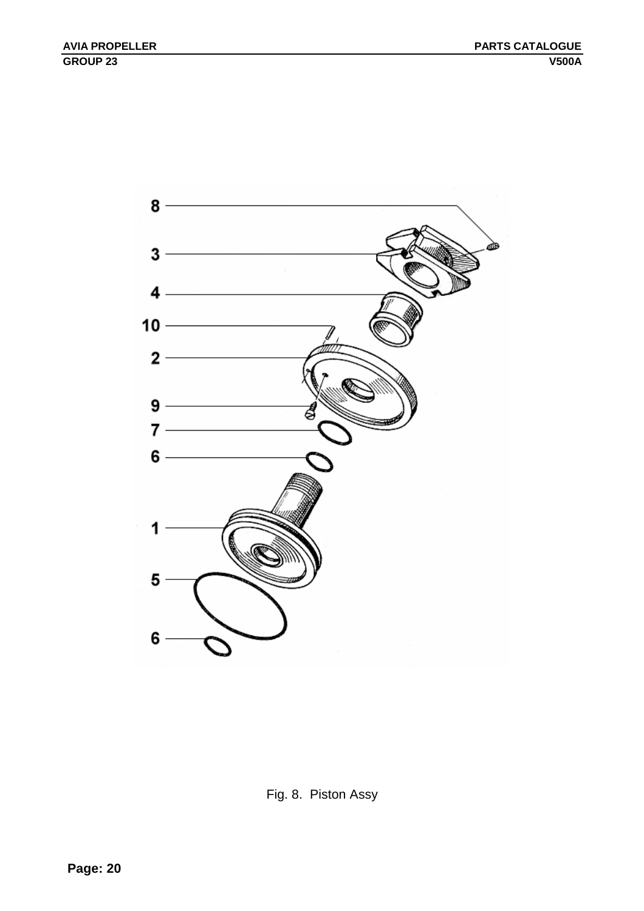8

3

4

10

2

9

7

6

1

5

6

Fig. 8. Piston Assy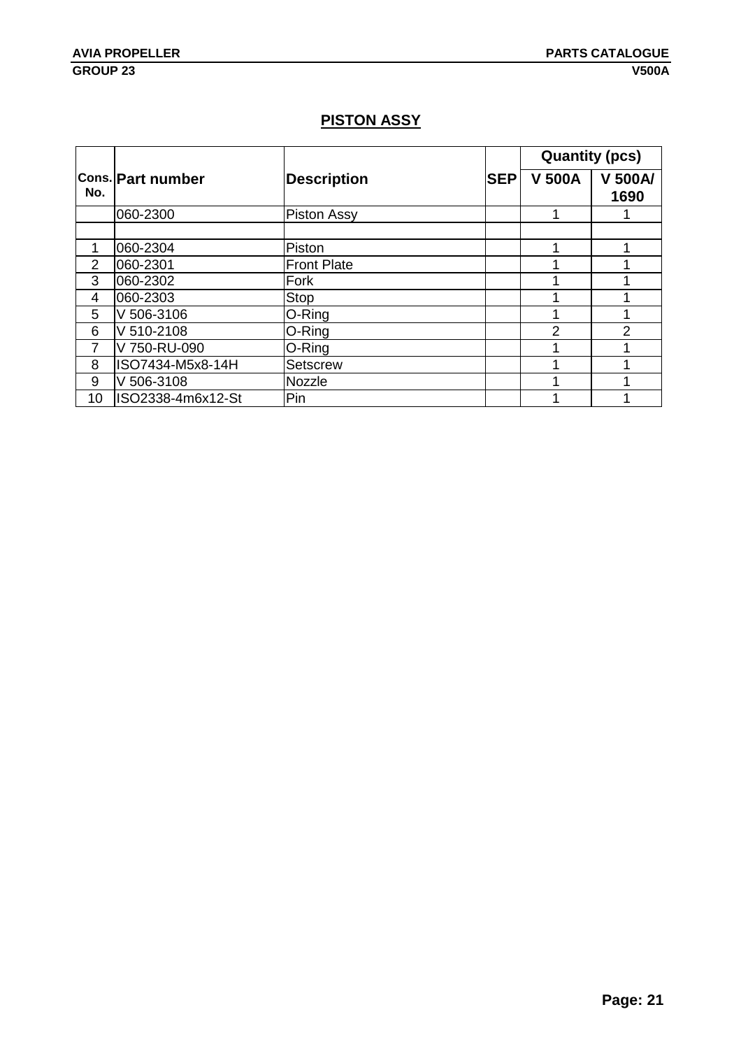## PISTON ASSY

| Cons. No. | Part number | Description | SEP | Quantity (pcs) | |
|---|---|---|---|---|---|
| | | | | V 500A | V 500A/ 1690 |
| | 060-2300 | Piston Assy | | 1 | 1 |
| | | | | | |
| 1 | 060-2304 | Piston | | 1 | 1 |
| 2 | 060-2301 | Front Plate | | 1 | 1 |
| 3 | 060-2302 | Fork | | 1 | 1 |
| 4 | 060-2303 | Stop | | 1 | 1 |
| 5 | V 506-3106 | O-Ring | | 1 | 1 |
| 6 | V 510-2108 | O-Ring | | 2 | 2 |
| 7 | V 750-RU-090 | O-Ring | | 1 | 1 |
| 8 | ISO7434-M5x8-14H | Setscrew | | 1 | 1 |
| 9 | V 506-3108 | Nozzle | | 1 | 1 |
| 10 | ISO2338-4m6x12-St | Pin | | 1 | 1 |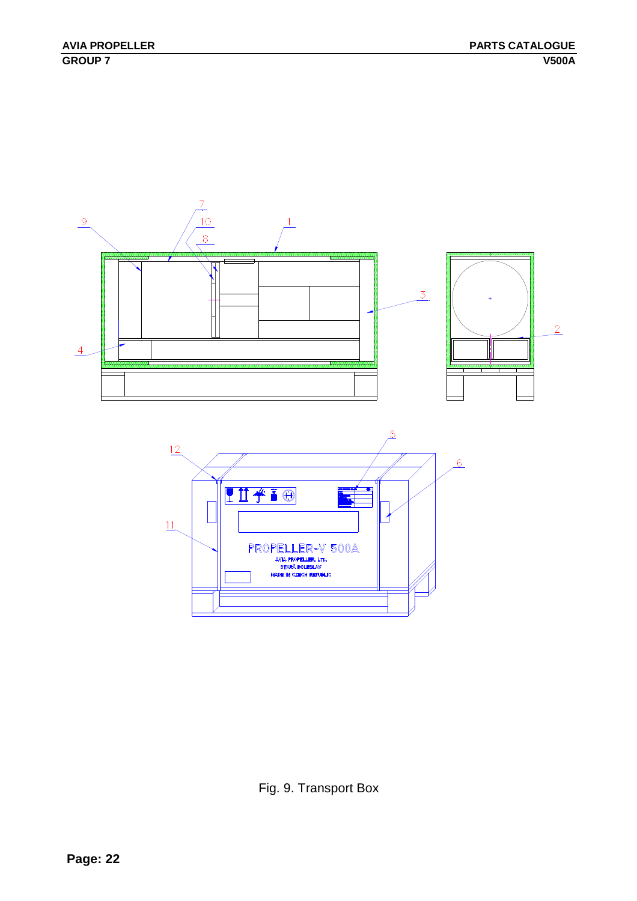Fig. 9. Transport Box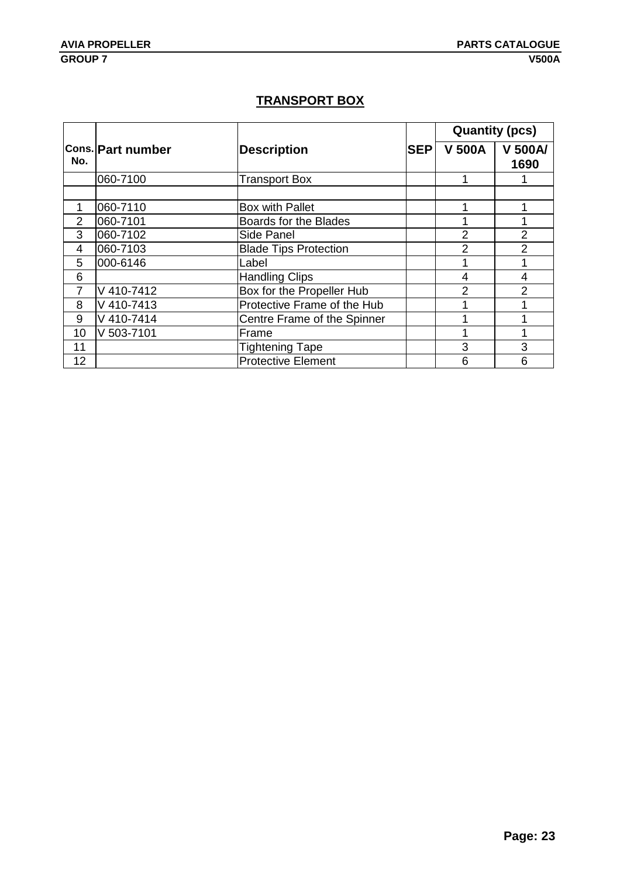# TRANSPORT BOX

| Cons. No. | Part number | Description | SEP | Quantity (pcs) | |
|---|---|---|---|---|---|
| | | | | V 500A | V 500A/ 1690 |
| | 060-7100 | Transport Box | | 1 | 1 |
| | | | | | |
| 1 | 060-7110 | Box with Pallet | | 1 | 1 |
| 2 | 060-7101 | Boards for the Blades | | 1 | 1 |
| 3 | 060-7102 | Side Panel | | 2 | 2 |
| 4 | 060-7103 | Blade Tips Protection | | 2 | 2 |
| 5 | 000-6146 | Label | | 1 | 1 |
| 6 | | Handling Clips | | 4 | 4 |
| 7 | V 410-7412 | Box for the Propeller Hub | | 2 | 2 |
| 8 | V 410-7413 | Protective Frame of the Hub | | 1 | 1 |
| 9 | V 410-7414 | Centre Frame of the Spinner | | 1 | 1 |
| 10 | V 503-7101 | Frame | | 1 | 1 |
| 11 | | Tightening Tape | | 3 | 3 |
| 12 | | Protective Element | | 6 | 6 |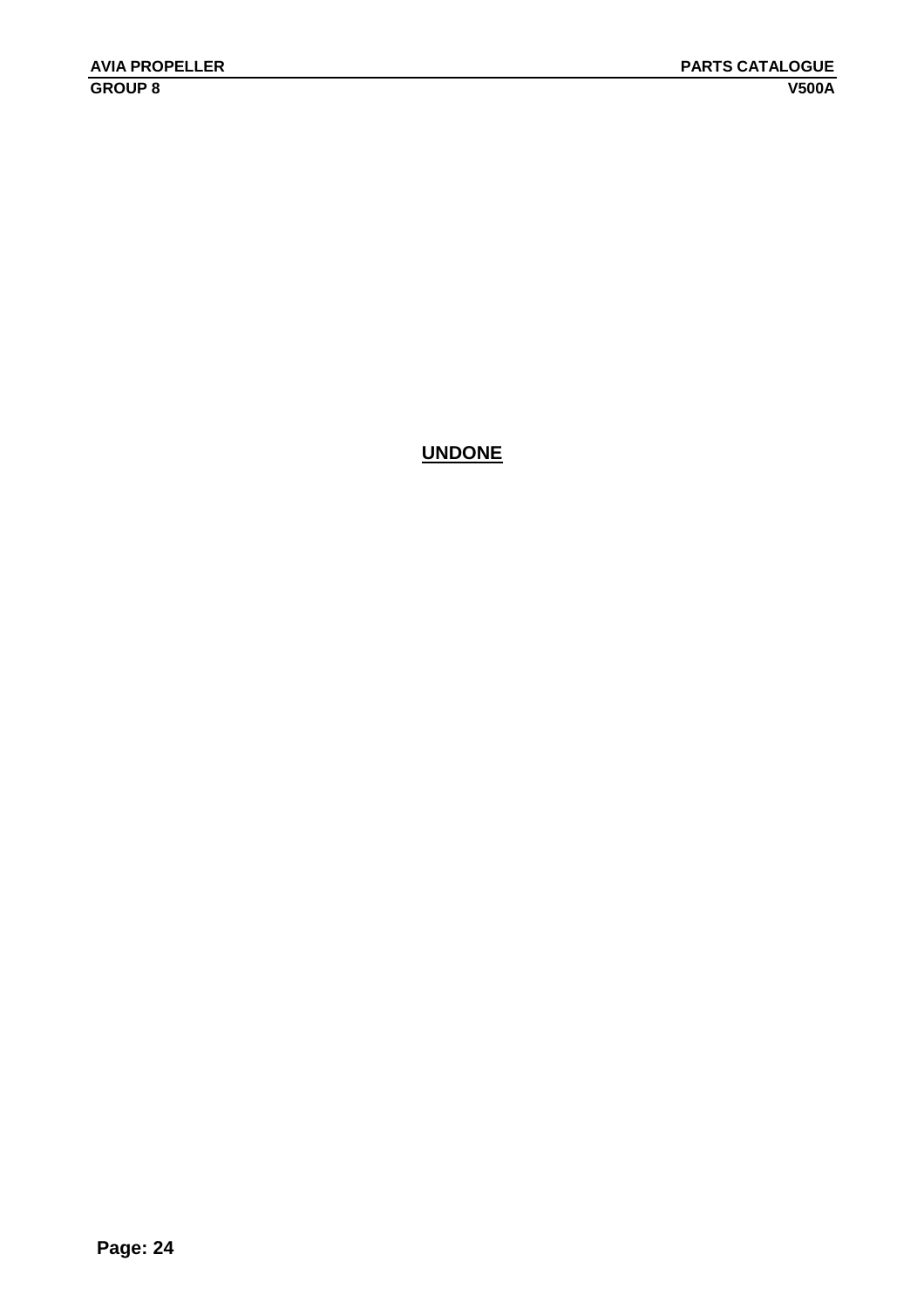**UNDONE**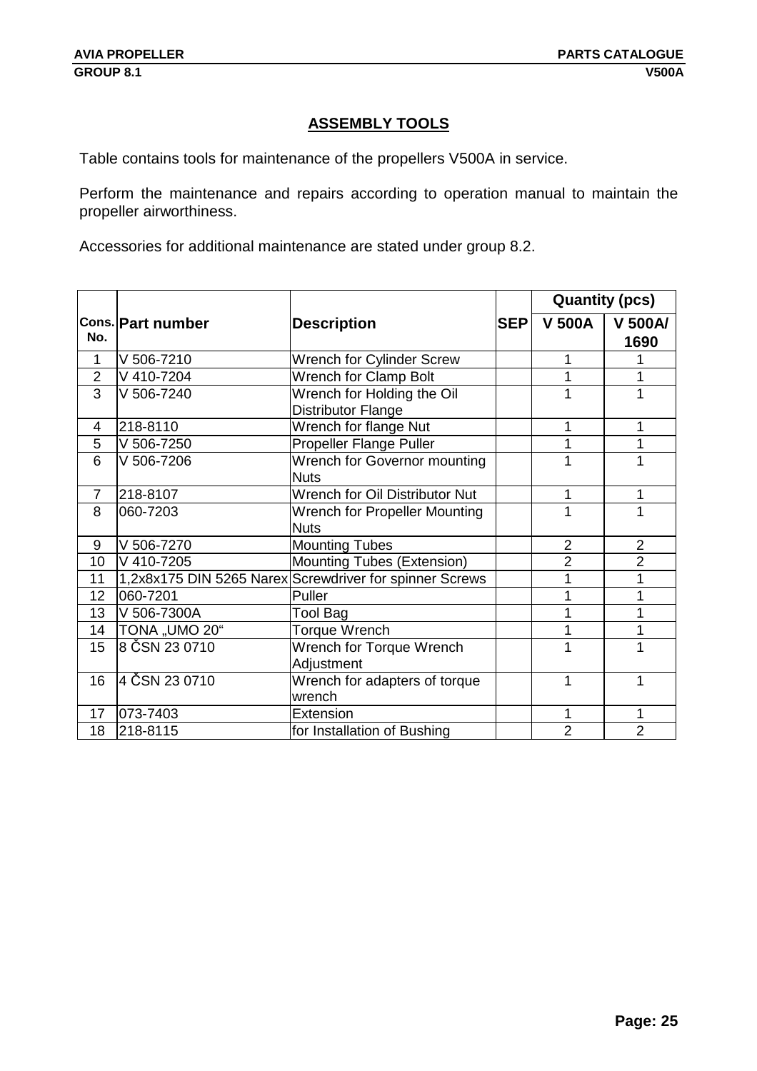## ASSEMBLY TOOLS

Table contains tools for maintenance of the propellers V500A in service.

Perform the maintenance and repairs according to operation manual to maintain the propeller airworthiness.

Accessories for additional maintenance are stated under group 8.2.

| Cons. No. | Part number | Description | SEP | Quantity (pcs) | |
|---|---|---|---|---|---|
| | | | | V 500A | V 500A/ 1690 |
| 1 | V 506-7210 | Wrench for Cylinder Screw | | 1 | 1 |
| 2 | V 410-7204 | Wrench for Clamp Bolt | | 1 | 1 |
| 3 | V 506-7240 | Wrench for Holding the Oil Distributor Flange | | 1 | 1 |
| 4 | 218-8110 | Wrench for flange Nut | | 1 | 1 |
| 5 | V 506-7250 | Propeller Flange Puller | | 1 | 1 |
| 6 | V 506-7206 | Wrench for Governor mounting Nuts | | 1 | 1 |
| 7 | 218-8107 | Wrench for Oil Distributor Nut | | 1 | 1 |
| 8 | 060-7203 | Wrench for Propeller Mounting Nuts | | 1 | 1 |
| 9 | V 506-7270 | Mounting Tubes | | 2 | 2 |
| 10 | V 410-7205 | Mounting Tubes (Extension) | | 2 | 2 |
| 11 | 1,2x8x175 DIN 5265 Narex | Screwdriver for spinner Screws | | 1 | 1 |
| 12 | 060-7201 | Puller | | 1 | 1 |
| 13 | V 506-7300A | Tool Bag | | 1 | 1 |
| 14 | TONA „UMO 20“ | Torque Wrench | | 1 | 1 |
| 15 | 8 ČSN 23 0710 | Wrench for Torque Wrench Adjustment | | 1 | 1 |
| 16 | 4 ČSN 23 0710 | Wrench for adapters of torque wrench | | 1 | 1 |
| 17 | 073-7403 | Extension | | 1 | 1 |
| 18 | 218-8115 | for Installation of Bushing | | 2 | 2 |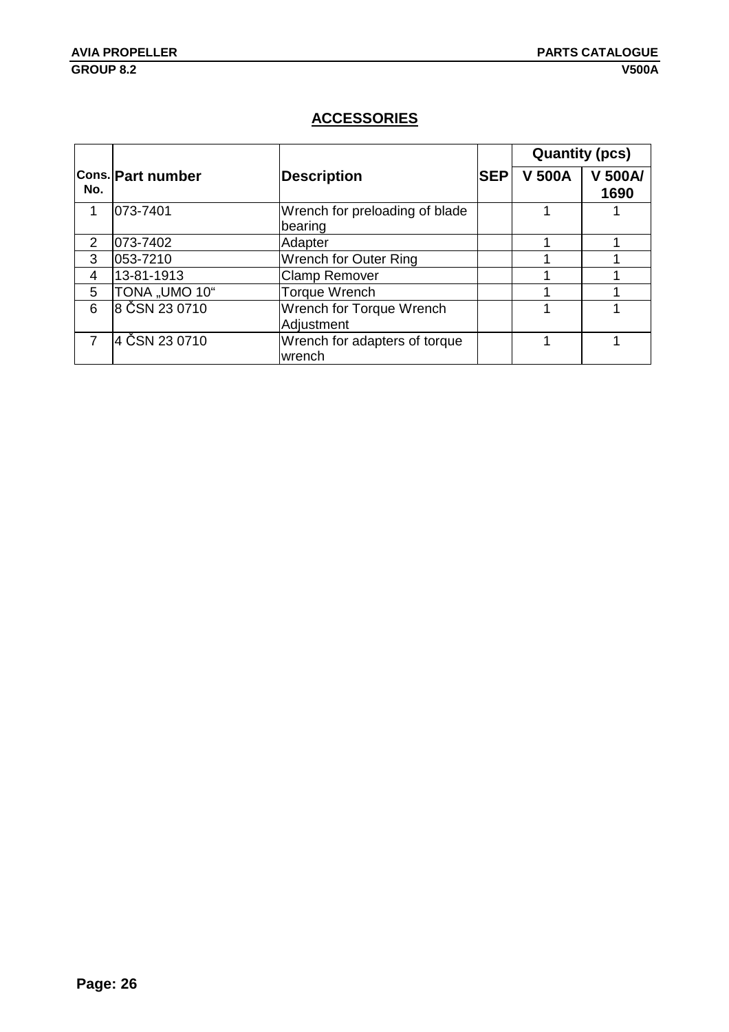## ACCESSORIES

| Cons. No. | Part number | Description | SEP | Quantity (pcs) | |
|---|---|---|---|---|---|
| | | | | V 500A | V 500A/ 1690 |
| 1 | 073-7401 | Wrench for preloading of blade bearing | | 1 | 1 |
| 2 | 073-7402 | Adapter | | 1 | 1 |
| 3 | 053-7210 | Wrench for Outer Ring | | 1 | 1 |
| 4 | 13-81-1913 | Clamp Remover | | 1 | 1 |
| 5 | TONA „UMO 10“ | Torque Wrench | | 1 | 1 |
| 6 | 8 ČSN 23 0710 | Wrench for Torque Wrench Adjustment | | 1 | 1 |
| 7 | 4 ČSN 23 0710 | Wrench for adapters of torque wrench | | 1 | 1 |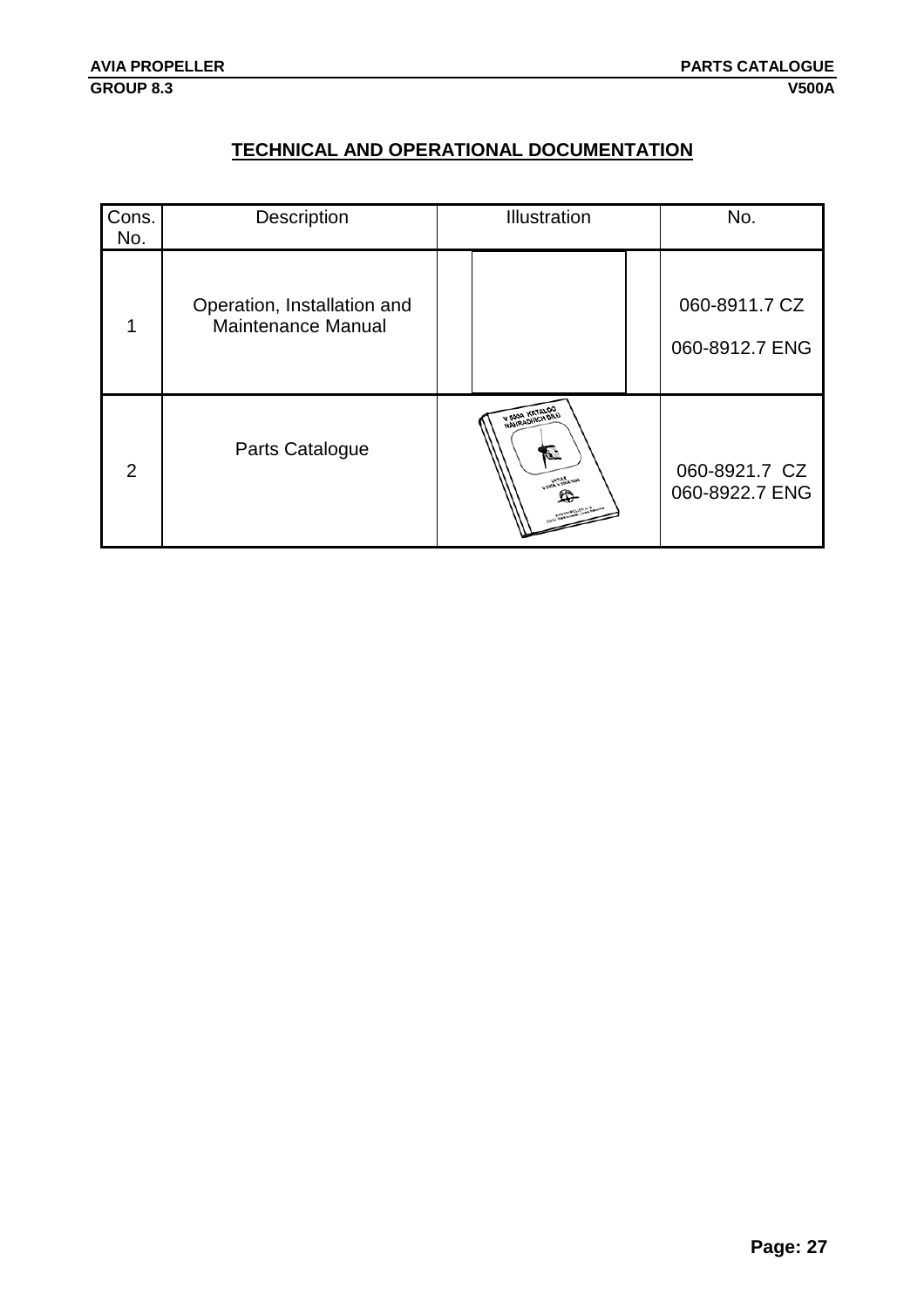## TECHNICAL AND OPERATIONAL DOCUMENTATION

| Cons. No. | Description | Illustration | No. |
|---|---|---|---|
| 1 | Operation, Installation and Maintenance Manual | | 060-8911.7 CZ<br>060-8912.7 ENG |
| 2 | Parts Catalogue | | 060-8921.7 CZ<br>060-8922.7 ENG |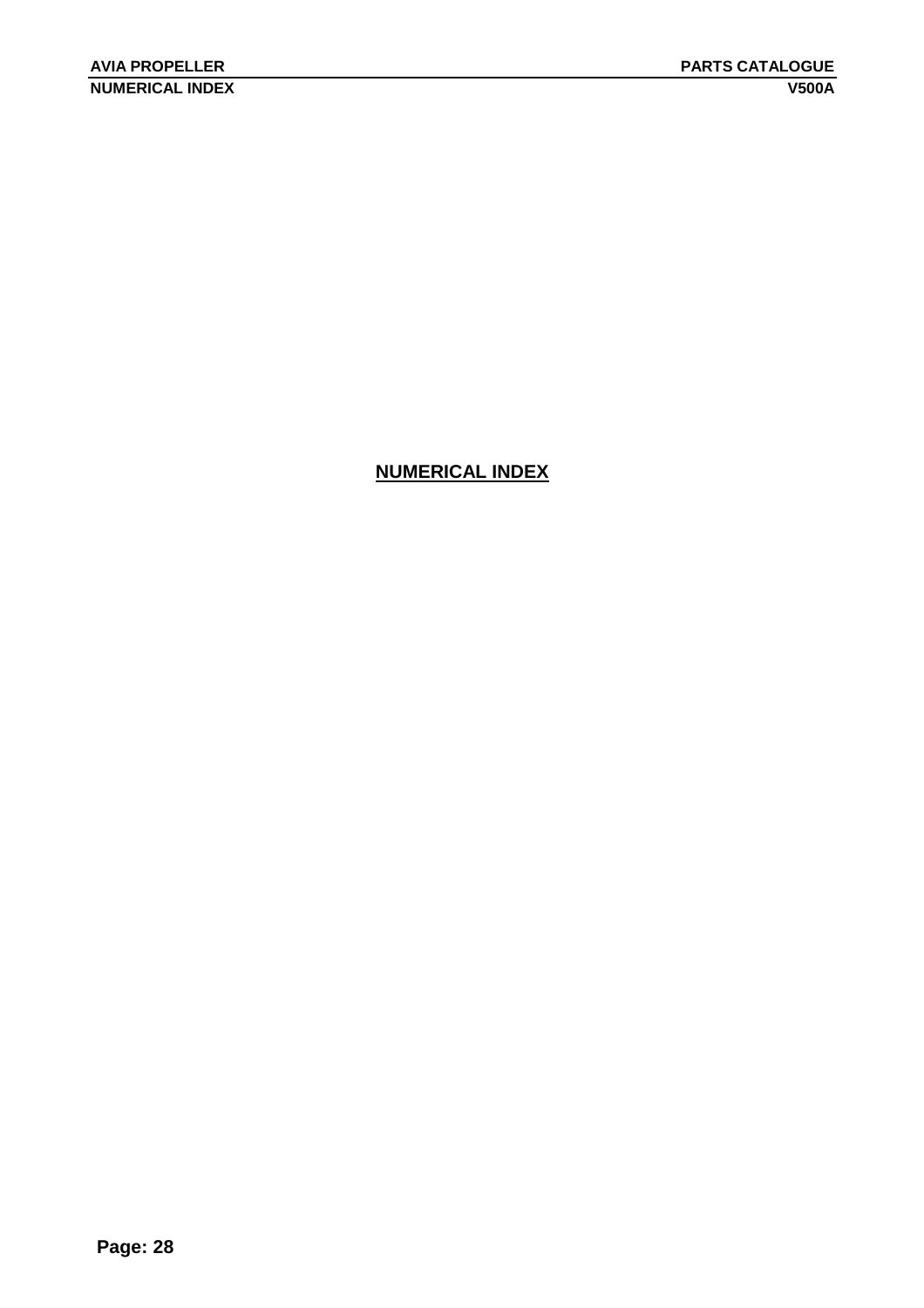# NUMERICAL INDEX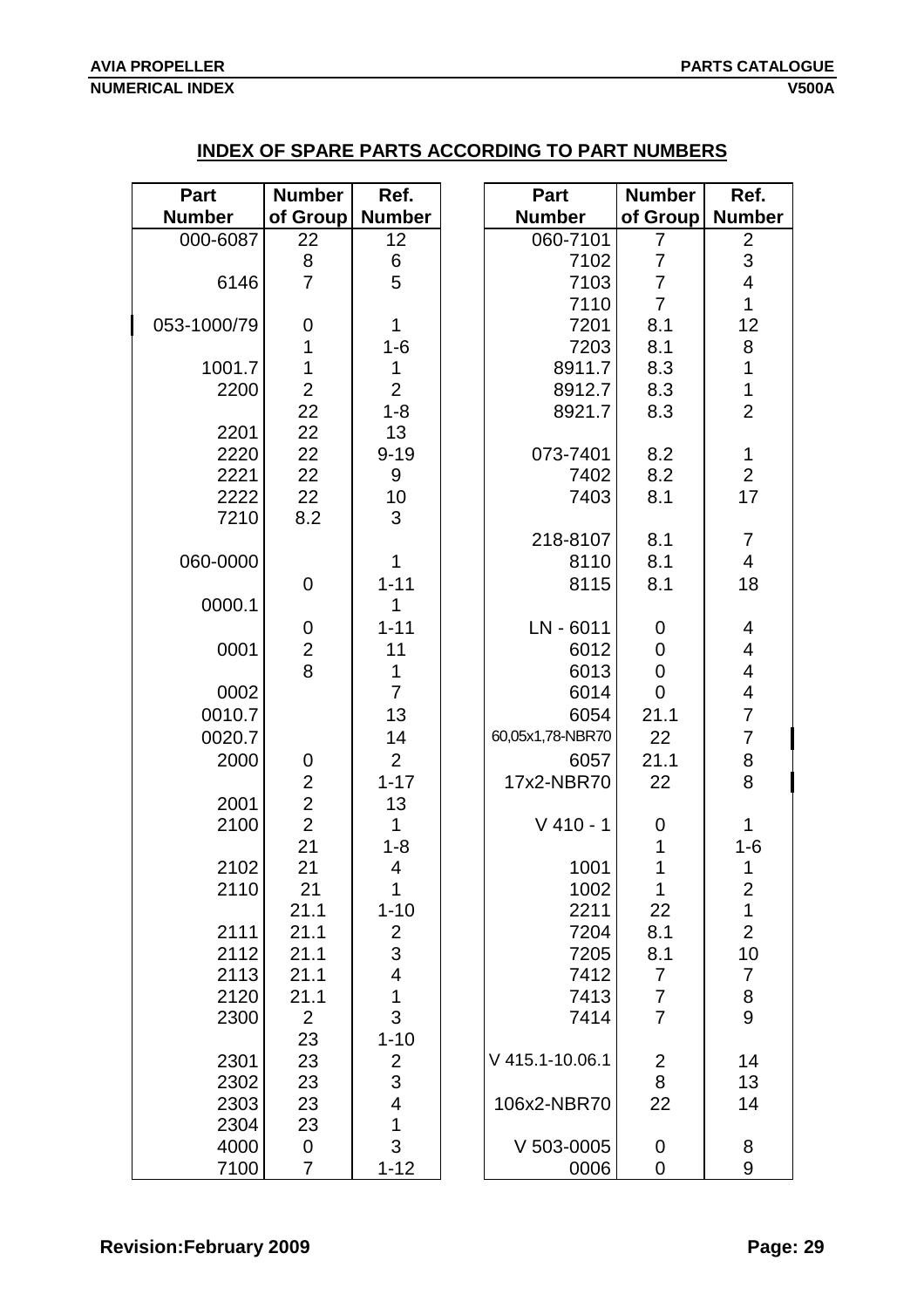## INDEX OF SPARE PARTS ACCORDING TO PART NUMBERS

| Part Number | Number of Group | Ref. Number |
|---|---|---|
| 000-6087 | 22 | 12 |
| | 8 | 6 |
| 6146 | 7 | 5 |
| | | |
| 053-1000/79 | 0 | 1 |
| | 1 | 1-6 |
| 1001.7 | 1 | 1 |
| 2200 | 2 | 2 |
| | 22 | 1-8 |
| 2201 | 22 | 13 |
| 2220 | 22 | 9-19 |
| 2221 | 22 | 9 |
| 2222 | 22 | 10 |
| 7210 | 8.2 | 3 |
| | | |
| 060-0000 | | 1 |
| | 0 | 1-11 |
| 0000.1 | | 1 |
| | 0 | 1-11 |
| 0001 | 2 | 11 |
| | 8 | 1 |
| 0002 | | 7 |
| 0010.7 | | 13 |
| 0020.7 | | 14 |
| 2000 | 0 | 2 |
| | 2 | 1-17 |
| 2001 | 2 | 13 |
| 2100 | 2 | 1 |
| | 21 | 1-8 |
| 2102 | 21 | 4 |
| 2110 | 21 | 1 |
| | 21.1 | 1-10 |
| 2111 | 21.1 | 2 |
| 2112 | 21.1 | 3 |
| 2113 | 21.1 | 4 |
| 2120 | 21.1 | 1 |
| 2300 | 2 | 3 |
| | 23 | 1-10 |
| 2301 | 23 | 2 |
| 2302 | 23 | 3 |
| 2303 | 23 | 4 |
| 2304 | 23 | 1 |
| 4000 | 0 | 3 |
| 7100 | 7 | 1-12 |

| Part Number | Number of Group | Ref. Number |
|---|---|---|
| 060-7101 | 7 | 2 |
| 7102 | 7 | 3 |
| 7103 | 7 | 4 |
| 7110 | 7 | 1 |
| 7201 | 8.1 | 12 |
| 7203 | 8.1 | 8 |
| 8911.7 | 8.3 | 1 |
| 8912.7 | 8.3 | 1 |
| 8921.7 | 8.3 | 2 |
| | | |
| 073-7401 | 8.2 | 1 |
| 7402 | 8.2 | 2 |
| 7403 | 8.1 | 17 |
| | | |
| 218-8107 | 8.1 | 7 |
| 8110 | 8.1 | 4 |
| 8115 | 8.1 | 18 |
| | | |
| LN - 6011 | 0 | 4 |
| 6012 | 0 | 4 |
| 6013 | 0 | 4 |
| 6014 | 0 | 4 |
| 6054 | 21.1 | 7 |
| 60,05x1,78-NBR70 | 22 | 7 |
| 6057 | 21.1 | 8 |
| 17x2-NBR70 | 22 | 8 |
| | | |
| V 410 - 1 | 0 | 1 |
| | 1 | 1-6 |
| 1001 | 1 | 1 |
| 1002 | 1 | 2 |
| 2211 | 22 | 1 |
| 7204 | 8.1 | 2 |
| 7205 | 8.1 | 10 |
| 7412 | 7 | 7 |
| 7413 | 7 | 8 |
| 7414 | 7 | 9 |
| | | |
| V 415.1-10.06.1 | 2 | 14 |
| | 8 | 13 |
| 106x2-NBR70 | 22 | 14 |
| | | |
| V 503-0005 | 0 | 8 |
| 0006 | 0 | 9 |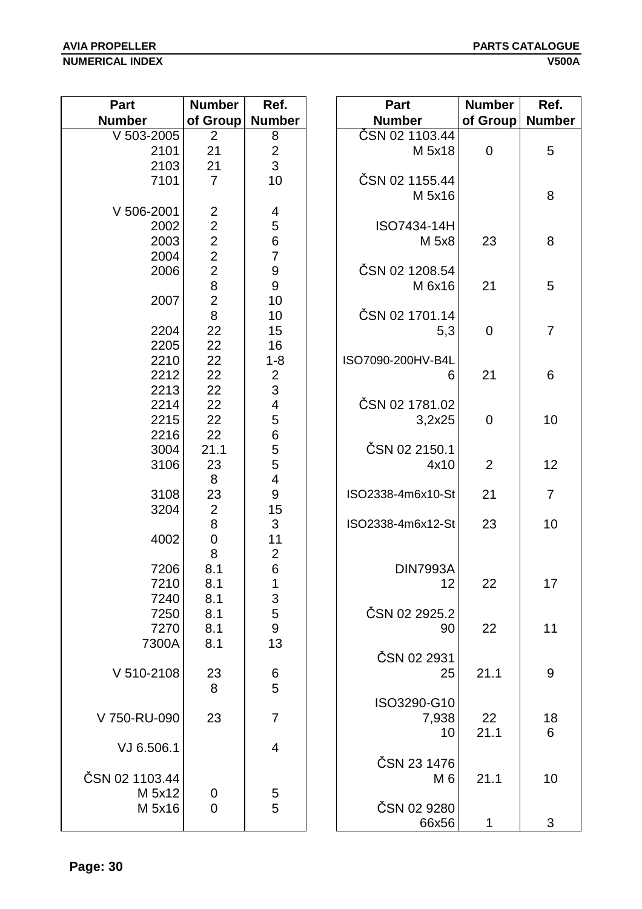| Part Number | Number of Group | Ref. Number |
|---|---|---|
| V 503-2005 | 2 | 8 |
| 2101 | 21 | 2 |
| 2103 | 21 | 3 |
| 7101 | 7 | 10 |
| | | |
| V 506-2001 | 2 | 4 |
| 2002 | 2 | 5 |
| 2003 | 2 | 6 |
| 2004 | 2 | 7 |
| 2006 | 2 | 9 |
| | 8 | 9 |
| 2007 | 2 | 10 |
| | 8 | 10 |
| 2204 | 22 | 15 |
| 2205 | 22 | 16 |
| 2210 | 22 | 1-8 |
| 2212 | 22 | 2 |
| 2213 | 22 | 3 |
| 2214 | 22 | 4 |
| 2215 | 22 | 5 |
| 2216 | 22 | 6 |
| 3004 | 21.1 | 5 |
| 3106 | 23 | 5 |
| | 8 | 4 |
| 3108 | 23 | 9 |
| 3204 | 2 | 15 |
| | 8 | 3 |
| 4002 | 0 | 11 |
| | 8 | 2 |
| 7206 | 8.1 | 6 |
| 7210 | 8.1 | 1 |
| 7240 | 8.1 | 3 |
| 7250 | 8.1 | 5 |
| 7270 | 8.1 | 9 |
| 7300A | 8.1 | 13 |
| | | |
| V 510-2108 | 23 | 6 |
| | 8 | 5 |
| | | |
| V 750-RU-090 | 23 | 7 |
| | | |
| VJ 6.506.1 | | 4 |
| | | |
| ČSN 02 1103.44 | | |
| M 5x12 | 0 | 5 |
| M 5x16 | 0 | 5 |

| Part Number | Number of Group | Ref. Number |
|---|---|---|
| ČSN 02 1103.44 | | |
| M 5x18 | 0 | 5 |
| | | |
| ČSN 02 1155.44 | | |
| M 5x16 | | 8 |
| | | |
| ISO7434-14H | | |
| M 5x8 | 23 | 8 |
| | | |
| ČSN 02 1208.54 | | |
| M 6x16 | 21 | 5 |
| | | |
| ČSN 02 1701.14 | | |
| 5,3 | 0 | 7 |
| | | |
| ISO7090-200HV-B4L | | |
| 6 | 21 | 6 |
| | | |
| ČSN 02 1781.02 | | |
| 3,2x25 | 0 | 10 |
| | | |
| ČSN 02 2150.1 | | |
| 4x10 | 2 | 12 |
| | | |
| ISO2338-4m6x10-St | 21 | 7 |
| | | |
| ISO2338-4m6x12-St | 23 | 10 |
| | | |
| DIN7993A | | |
| 12 | 22 | 17 |
| | | |
| ČSN 02 2925.2 | | |
| 90 | 22 | 11 |
| | | |
| ČSN 02 2931 | | |
| 25 | 21.1 | 9 |
| | | |
| ISO3290-G10 | | |
| 7,938 | 22 | 18 |
| 10 | 21.1 | 6 |
| | | |
| ČSN 23 1476 | | |
| M 6 | 21.1 | 10 |
| | | |
| ČSN 02 9280 | | |
| 66x56 | 1 | 3 |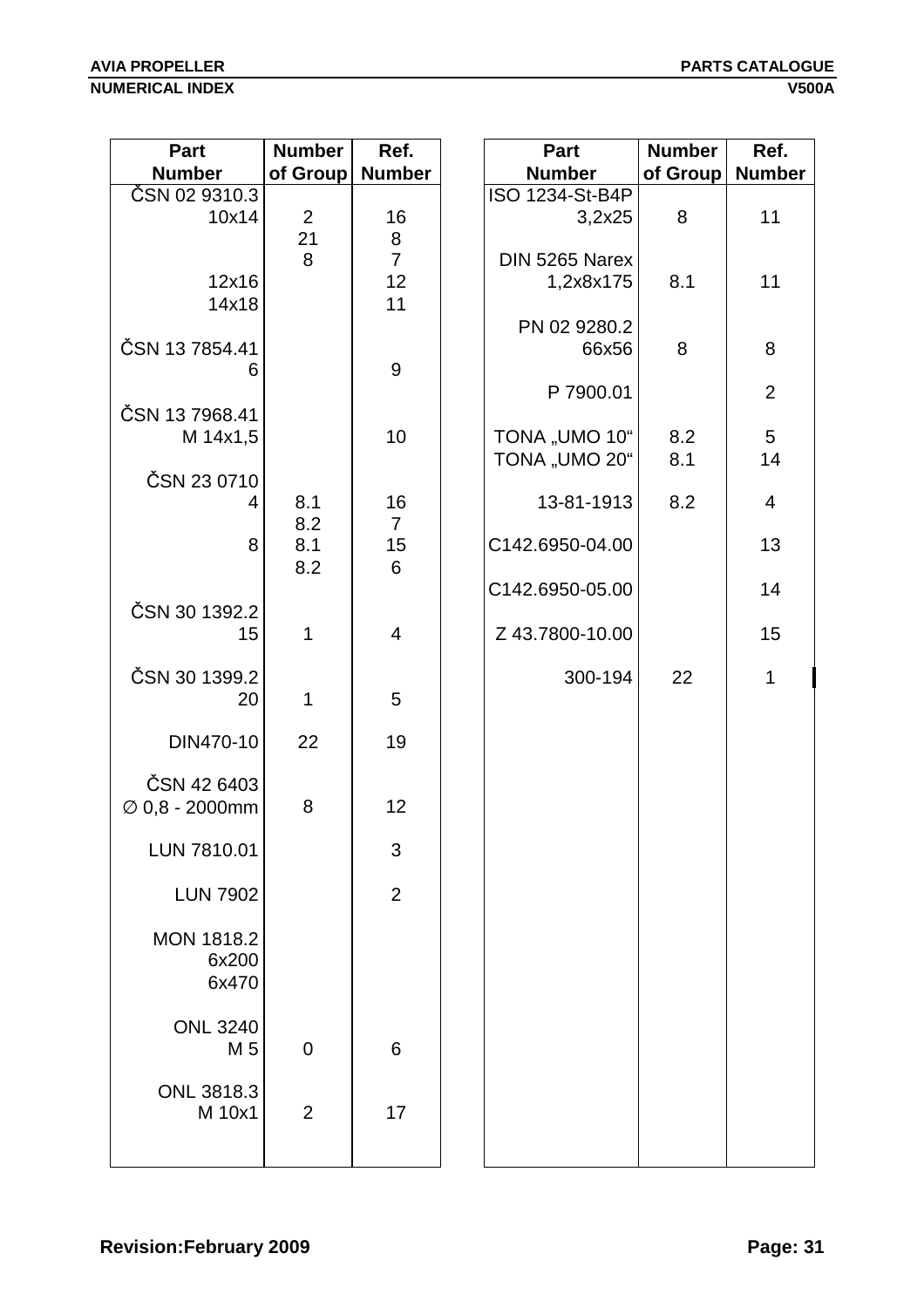| Part Number | Number of Group | Ref. Number |
|---|---|---|
| ČSN 02 9310.3 | | |
| 10x14 | 2 | 16 |
| | 21 | 8 |
| | 8 | 7 |
| 12x16 | | 12 |
| 14x18 | | 11 |
| ČSN 13 7854.41 | | |
| 6 | | 9 |
| ČSN 13 7968.41 | | |
| M 14x1,5 | | 10 |
| ČSN 23 0710 | | |
| 4 | 8.1 | 16 |
| | 8.2 | 7 |
| 8 | 8.1 | 15 |
| | 8.2 | 6 |
| ČSN 30 1392.2 | | |
| 15 | 1 | 4 |
| ČSN 30 1399.2 | | |
| 20 | 1 | 5 |
| DIN470-10 | 22 | 19 |
| ČSN 42 6403 | | |
| ∅ 0,8 - 2000mm | 8 | 12 |
| LUN 7810.01 | | 3 |
| LUN 7902 | | 2 |
| MON 1818.2 | | |
| 6x200 | | |
| 6x470 | | |
| ONL 3240 | | |
| M 5 | 0 | 6 |
| ONL 3818.3 | | |
| M 10x1 | 2 | 17 |

| Part Number | Number of Group | Ref. Number |
|---|---|---|
| ISO 1234-St-B4P | | |
| 3,2x25 | 8 | 11 |
| DIN 5265 Narex | | |
| 1,2x8x175 | 8.1 | 11 |
| PN 02 9280.2 | | |
| 66x56 | 8 | 8 |
| P 7900.01 | | 2 |
| TONA „UMO 10“ | 8.2 | 5 |
| TONA „UMO 20“ | 8.1 | 14 |
| 13-81-1913 | 8.2 | 4 |
| C142.6950-04.00 | | 13 |
| C142.6950-05.00 | | 14 |
| Z 43.7800-10.00 | | 15 |
| 300-194 | 22 | 1 |